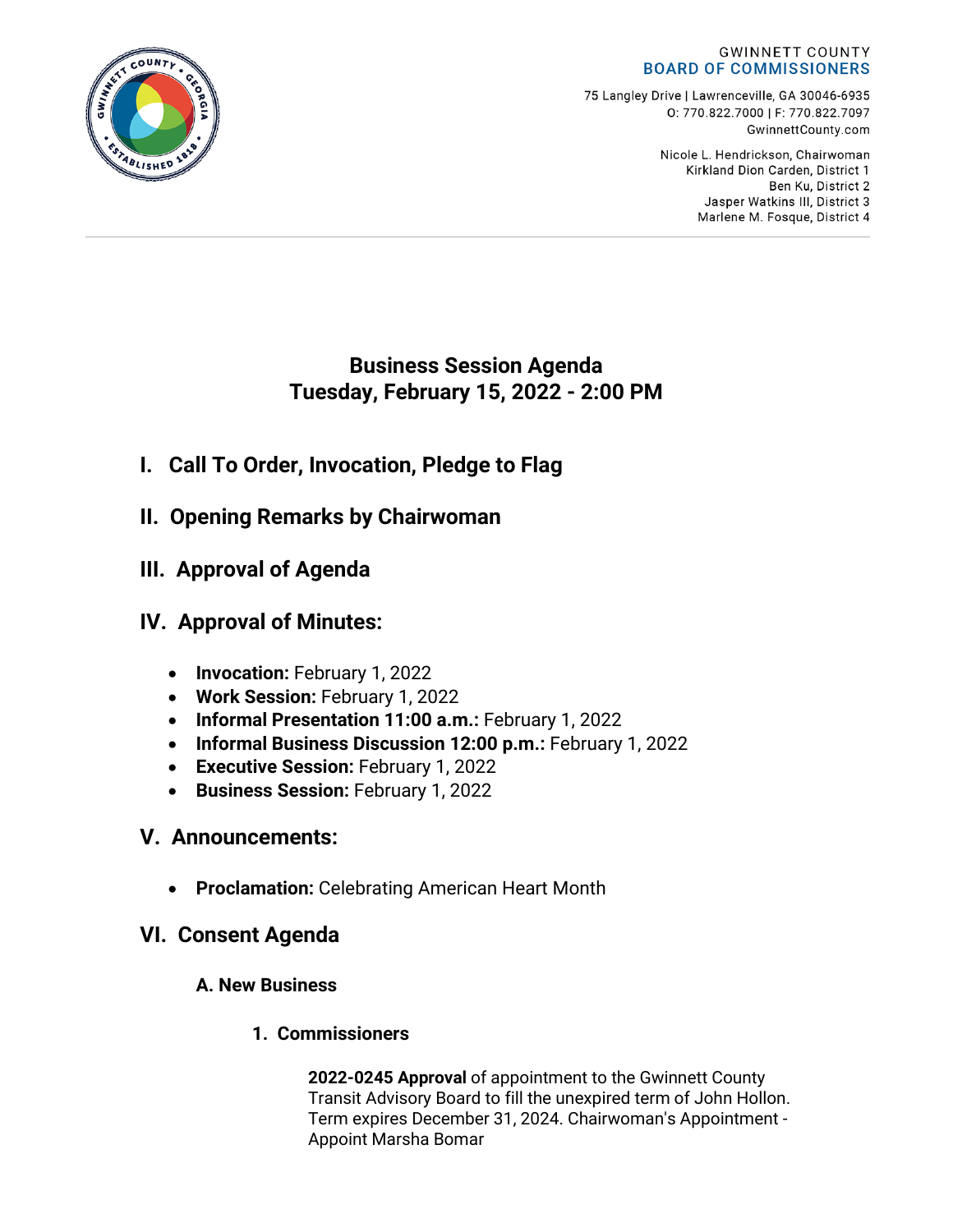GWINNETT COUNTY
**BOARD OF COMMISSIONERS**

75 Langley Drive | Lawrenceville, GA 30046-6935
O: 770.822.7000 | F: 770.822.7097
GwinnettCounty.com

Nicole L. Hendrickson, Chairwoman
Kirkland Dion Carden, District 1
Ben Ku, District 2
Jasper Watkins III, District 3
Marlene M. Fosque, District 4

# Business Session Agenda
# Tuesday, February 15, 2022 - 2:00 PM

## I. Call To Order, Invocation, Pledge to Flag

## II. Opening Remarks by Chairwoman

## III. Approval of Agenda

## IV. Approval of Minutes:

- **Invocation:** February 1, 2022
- **Work Session:** February 1, 2022
- **Informal Presentation 11:00 a.m.:** February 1, 2022
- **Informal Business Discussion 12:00 p.m.:** February 1, 2022
- **Executive Session:** February 1, 2022
- **Business Session:** February 1, 2022

## V. Announcements:

- **Proclamation:** Celebrating American Heart Month

## VI. Consent Agenda

### A. New Business

#### 1. Commissioners

**2022-0245 Approval** of appointment to the Gwinnett County Transit Advisory Board to fill the unexpired term of John Hollon. Term expires December 31, 2024. Chairwoman's Appointment - Appoint Marsha Bomar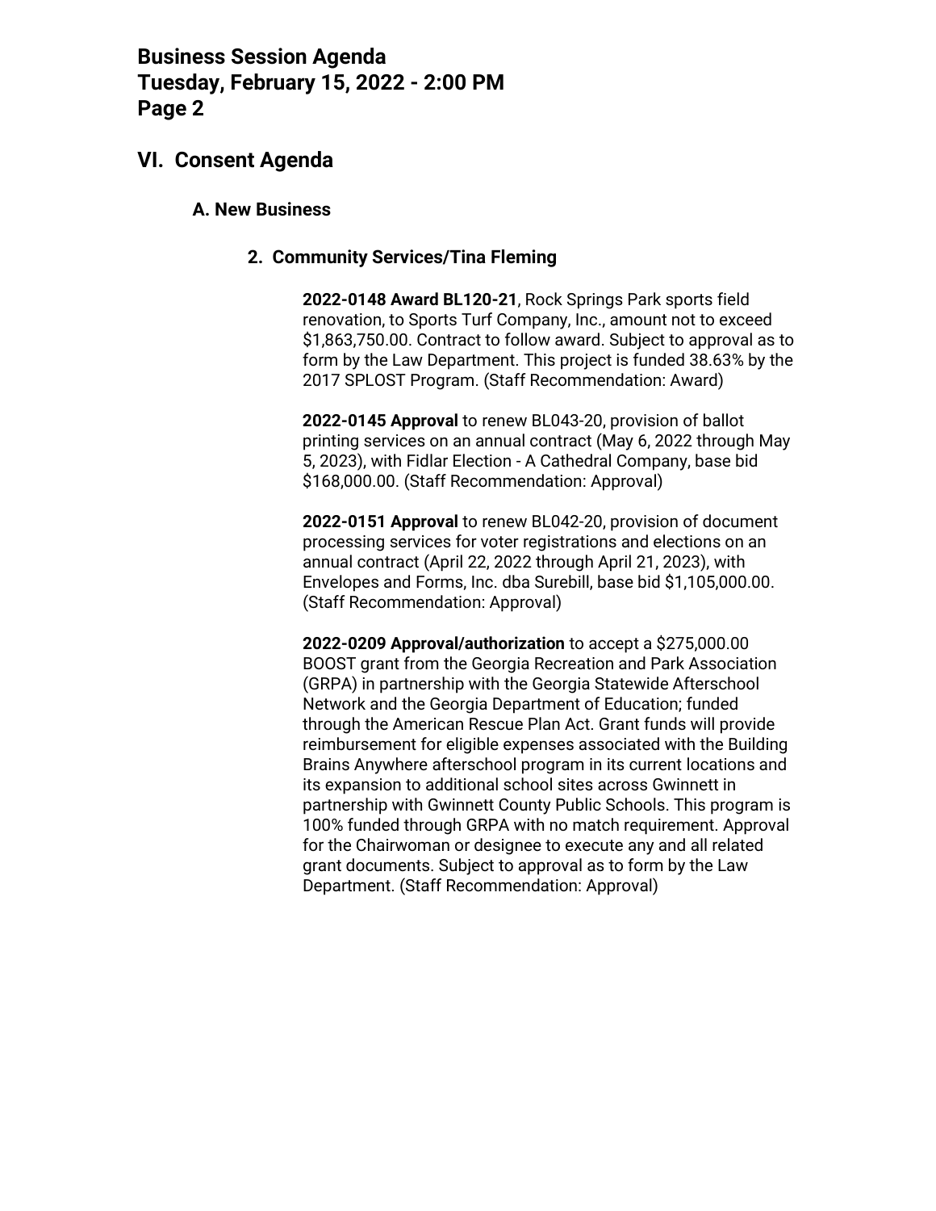# VI. Consent Agenda

## A. New Business

### 2. Community Services/Tina Fleming

**2022-0148 Award BL120-21**, Rock Springs Park sports field renovation, to Sports Turf Company, Inc., amount not to exceed $1,863,750.00. Contract to follow award. Subject to approval as to form by the Law Department. This project is funded 38.63% by the 2017 SPLOST Program. (Staff Recommendation: Award)

**2022-0145 Approval** to renew BL043-20, provision of ballot printing services on an annual contract (May 6, 2022 through May 5, 2023), with Fidlar Election - A Cathedral Company, base bid $168,000.00. (Staff Recommendation: Approval)

**2022-0151 Approval** to renew BL042-20, provision of document processing services for voter registrations and elections on an annual contract (April 22, 2022 through April 21, 2023), with Envelopes and Forms, Inc. dba Surebill, base bid $1,105,000.00. (Staff Recommendation: Approval)

**2022-0209 Approval/authorization** to accept a $275,000.00 BOOST grant from the Georgia Recreation and Park Association (GRPA) in partnership with the Georgia Statewide Afterschool Network and the Georgia Department of Education; funded through the American Rescue Plan Act. Grant funds will provide reimbursement for eligible expenses associated with the Building Brains Anywhere afterschool program in its current locations and its expansion to additional school sites across Gwinnett in partnership with Gwinnett County Public Schools. This program is 100% funded through GRPA with no match requirement. Approval for the Chairwoman or designee to execute any and all related grant documents. Subject to approval as to form by the Law Department. (Staff Recommendation: Approval)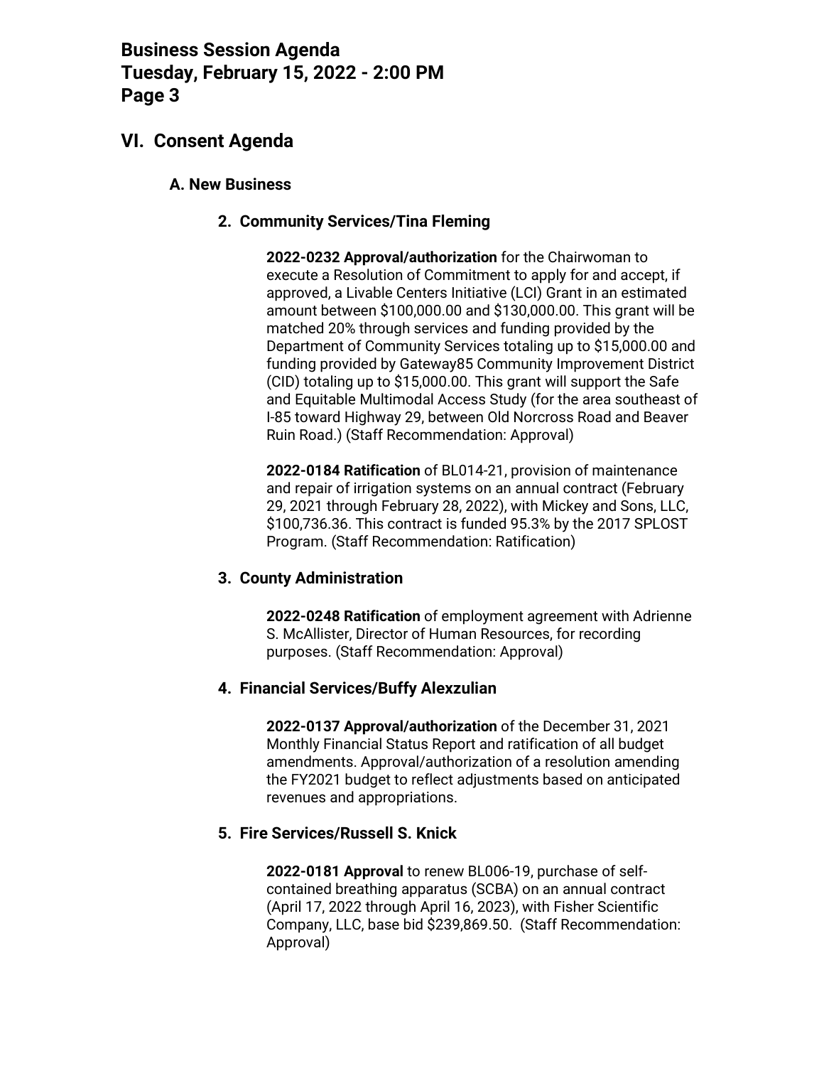## VI. Consent Agenda

### A. New Business

#### 2. Community Services/Tina Fleming

**2022-0232 Approval/authorization** for the Chairwoman to execute a Resolution of Commitment to apply for and accept, if approved, a Livable Centers Initiative (LCI) Grant in an estimated amount between $100,000.00 and $130,000.00. This grant will be matched 20% through services and funding provided by the Department of Community Services totaling up to $15,000.00 and funding provided by Gateway85 Community Improvement District (CID) totaling up to $15,000.00. This grant will support the Safe and Equitable Multimodal Access Study (for the area southeast of I-85 toward Highway 29, between Old Norcross Road and Beaver Ruin Road.) (Staff Recommendation: Approval)

**2022-0184 Ratification** of BL014-21, provision of maintenance and repair of irrigation systems on an annual contract (February 29, 2021 through February 28, 2022), with Mickey and Sons, LLC, $100,736.36. This contract is funded 95.3% by the 2017 SPLOST Program. (Staff Recommendation: Ratification)

#### 3. County Administration

**2022-0248 Ratification** of employment agreement with Adrienne S. McAllister, Director of Human Resources, for recording purposes. (Staff Recommendation: Approval)

#### 4. Financial Services/Buffy Alexzulian

**2022-0137 Approval/authorization** of the December 31, 2021 Monthly Financial Status Report and ratification of all budget amendments. Approval/authorization of a resolution amending the FY2021 budget to reflect adjustments based on anticipated revenues and appropriations.

#### 5. Fire Services/Russell S. Knick

**2022-0181 Approval** to renew BL006-19, purchase of self-contained breathing apparatus (SCBA) on an annual contract (April 17, 2022 through April 16, 2023), with Fisher Scientific Company, LLC, base bid $239,869.50. (Staff Recommendation: Approval)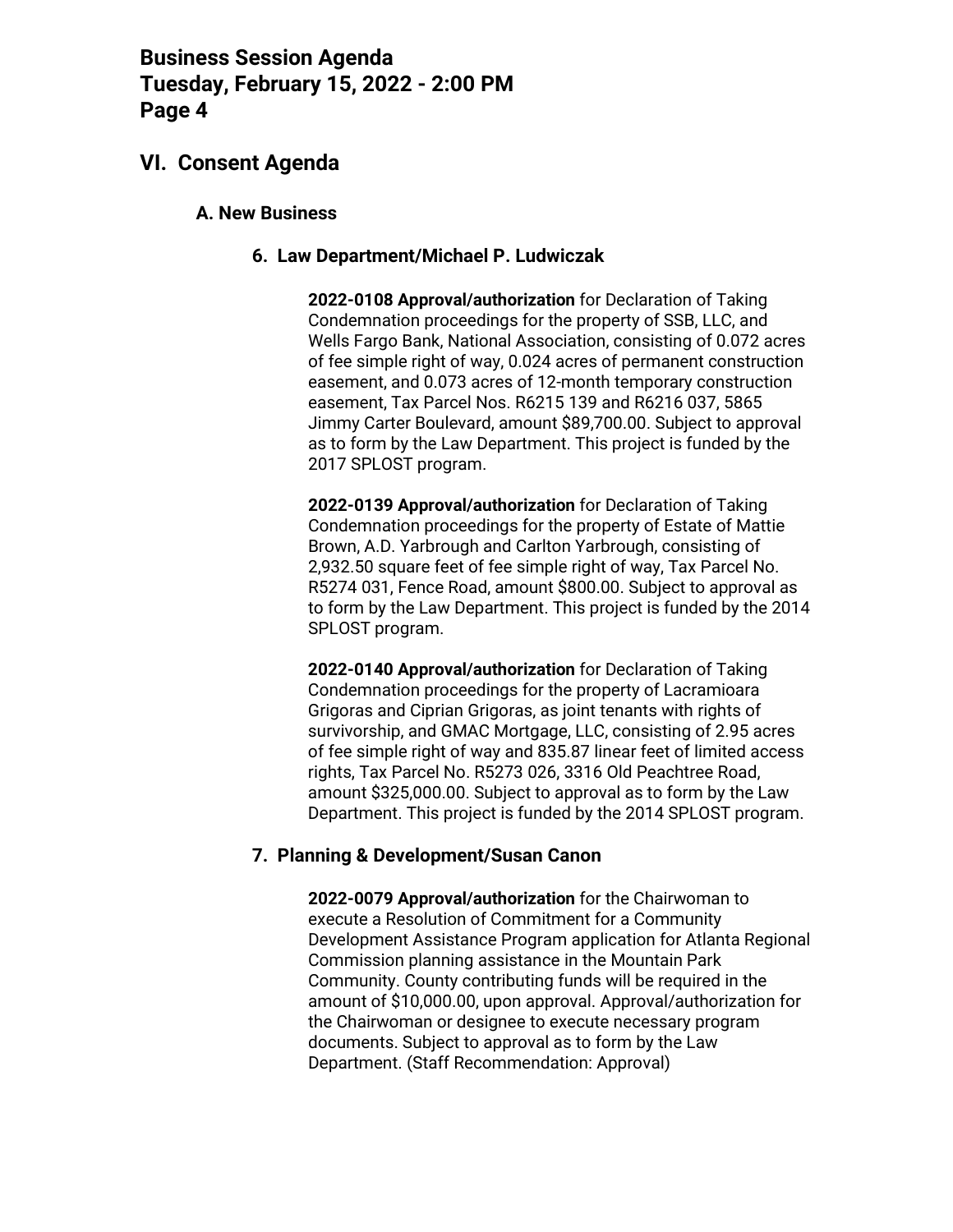## VI. Consent Agenda

### A. New Business

#### 6. Law Department/Michael P. Ludwiczak

**2022-0108 Approval/authorization** for Declaration of Taking Condemnation proceedings for the property of SSB, LLC, and Wells Fargo Bank, National Association, consisting of 0.072 acres of fee simple right of way, 0.024 acres of permanent construction easement, and 0.073 acres of 12-month temporary construction easement, Tax Parcel Nos. R6215 139 and R6216 037, 5865 Jimmy Carter Boulevard, amount $89,700.00. Subject to approval as to form by the Law Department. This project is funded by the 2017 SPLOST program.

**2022-0139 Approval/authorization** for Declaration of Taking Condemnation proceedings for the property of Estate of Mattie Brown, A.D. Yarbrough and Carlton Yarbrough, consisting of 2,932.50 square feet of fee simple right of way, Tax Parcel No. R5274 031, Fence Road, amount $800.00. Subject to approval as to form by the Law Department. This project is funded by the 2014 SPLOST program.

**2022-0140 Approval/authorization** for Declaration of Taking Condemnation proceedings for the property of Lacramioara Grigoras and Ciprian Grigoras, as joint tenants with rights of survivorship, and GMAC Mortgage, LLC, consisting of 2.95 acres of fee simple right of way and 835.87 linear feet of limited access rights, Tax Parcel No. R5273 026, 3316 Old Peachtree Road, amount $325,000.00. Subject to approval as to form by the Law Department. This project is funded by the 2014 SPLOST program.

#### 7. Planning & Development/Susan Canon

**2022-0079 Approval/authorization** for the Chairwoman to execute a Resolution of Commitment for a Community Development Assistance Program application for Atlanta Regional Commission planning assistance in the Mountain Park Community. County contributing funds will be required in the amount of $10,000.00, upon approval. Approval/authorization for the Chairwoman or designee to execute necessary program documents. Subject to approval as to form by the Law Department. (Staff Recommendation: Approval)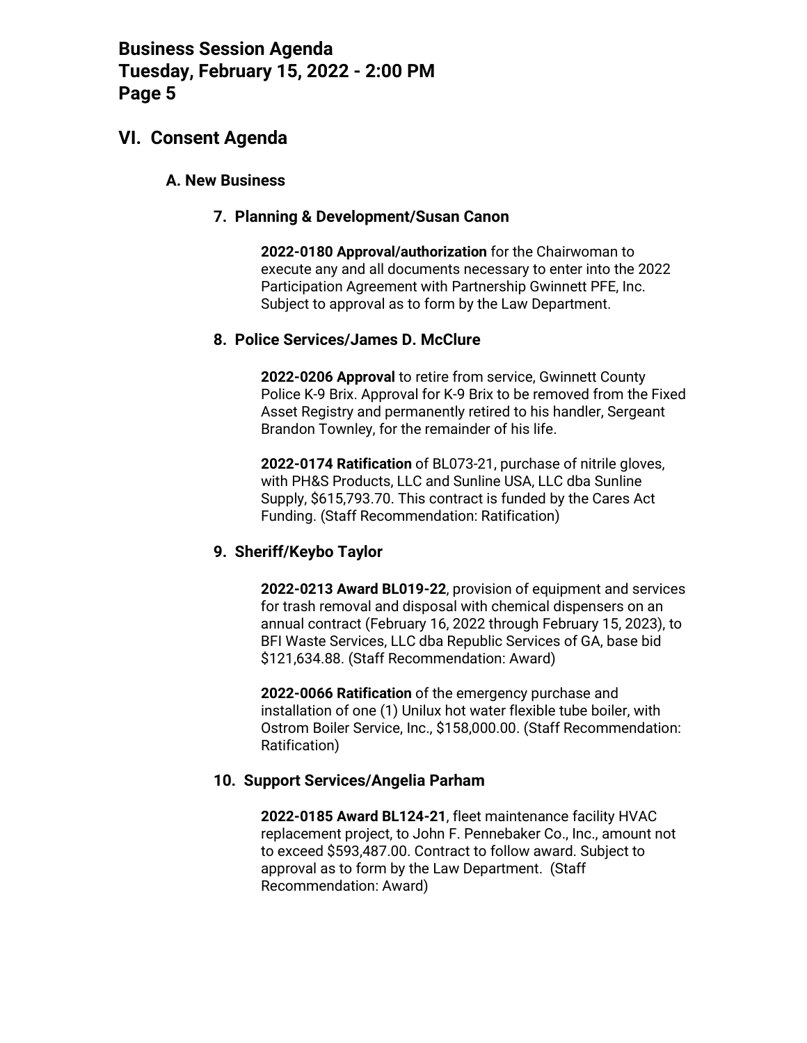## VI. Consent Agenda

### A. New Business

#### 7. Planning & Development/Susan Canon

**2022-0180 Approval/authorization** for the Chairwoman to execute any and all documents necessary to enter into the 2022 Participation Agreement with Partnership Gwinnett PFE, Inc. Subject to approval as to form by the Law Department.

#### 8. Police Services/James D. McClure

**2022-0206 Approval** to retire from service, Gwinnett County Police K-9 Brix. Approval for K-9 Brix to be removed from the Fixed Asset Registry and permanently retired to his handler, Sergeant Brandon Townley, for the remainder of his life.

**2022-0174 Ratification** of BL073-21, purchase of nitrile gloves, with PH&S Products, LLC and Sunline USA, LLC dba Sunline Supply, $615,793.70. This contract is funded by the Cares Act Funding. (Staff Recommendation: Ratification)

#### 9. Sheriff/Keybo Taylor

**2022-0213 Award BL019-22**, provision of equipment and services for trash removal and disposal with chemical dispensers on an annual contract (February 16, 2022 through February 15, 2023), to BFI Waste Services, LLC dba Republic Services of GA, base bid $121,634.88. (Staff Recommendation: Award)

**2022-0066 Ratification** of the emergency purchase and installation of one (1) Unilux hot water flexible tube boiler, with Ostrom Boiler Service, Inc., $158,000.00. (Staff Recommendation: Ratification)

#### 10. Support Services/Angelia Parham

**2022-0185 Award BL124-21**, fleet maintenance facility HVAC replacement project, to John F. Pennebaker Co., Inc., amount not to exceed $593,487.00. Contract to follow award. Subject to approval as to form by the Law Department. (Staff Recommendation: Award)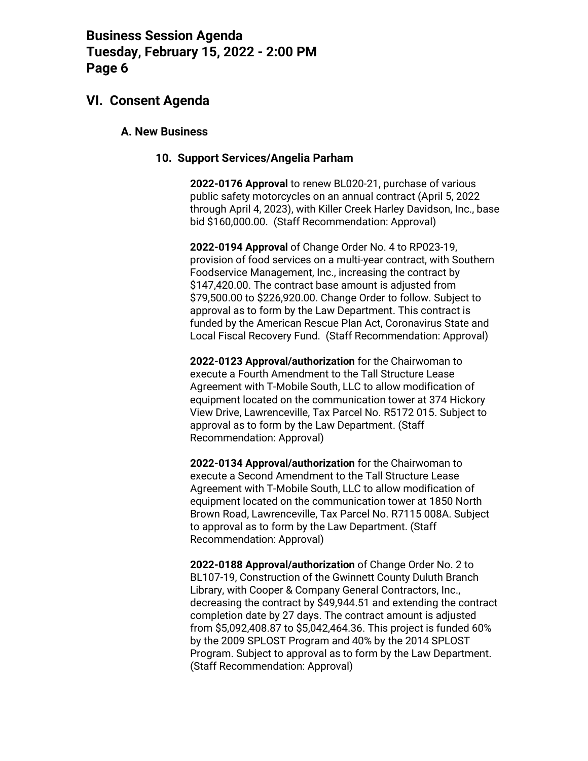## VI. Consent Agenda

### A. New Business

#### 10. Support Services/Angelia Parham

**2022-0176 Approval** to renew BL020-21, purchase of various public safety motorcycles on an annual contract (April 5, 2022 through April 4, 2023), with Killer Creek Harley Davidson, Inc., base bid $160,000.00. (Staff Recommendation: Approval)

**2022-0194 Approval** of Change Order No. 4 to RP023-19, provision of food services on a multi-year contract, with Southern Foodservice Management, Inc., increasing the contract by $147,420.00. The contract base amount is adjusted from $79,500.00 to $226,920.00. Change Order to follow. Subject to approval as to form by the Law Department. This contract is funded by the American Rescue Plan Act, Coronavirus State and Local Fiscal Recovery Fund. (Staff Recommendation: Approval)

**2022-0123 Approval/authorization** for the Chairwoman to execute a Fourth Amendment to the Tall Structure Lease Agreement with T-Mobile South, LLC to allow modification of equipment located on the communication tower at 374 Hickory View Drive, Lawrenceville, Tax Parcel No. R5172 015. Subject to approval as to form by the Law Department. (Staff Recommendation: Approval)

**2022-0134 Approval/authorization** for the Chairwoman to execute a Second Amendment to the Tall Structure Lease Agreement with T-Mobile South, LLC to allow modification of equipment located on the communication tower at 1850 North Brown Road, Lawrenceville, Tax Parcel No. R7115 008A. Subject to approval as to form by the Law Department. (Staff Recommendation: Approval)

**2022-0188 Approval/authorization** of Change Order No. 2 to BL107-19, Construction of the Gwinnett County Duluth Branch Library, with Cooper & Company General Contractors, Inc., decreasing the contract by $49,944.51 and extending the contract completion date by 27 days. The contract amount is adjusted from $5,092,408.87 to $5,042,464.36. This project is funded 60% by the 2009 SPLOST Program and 40% by the 2014 SPLOST Program. Subject to approval as to form by the Law Department. (Staff Recommendation: Approval)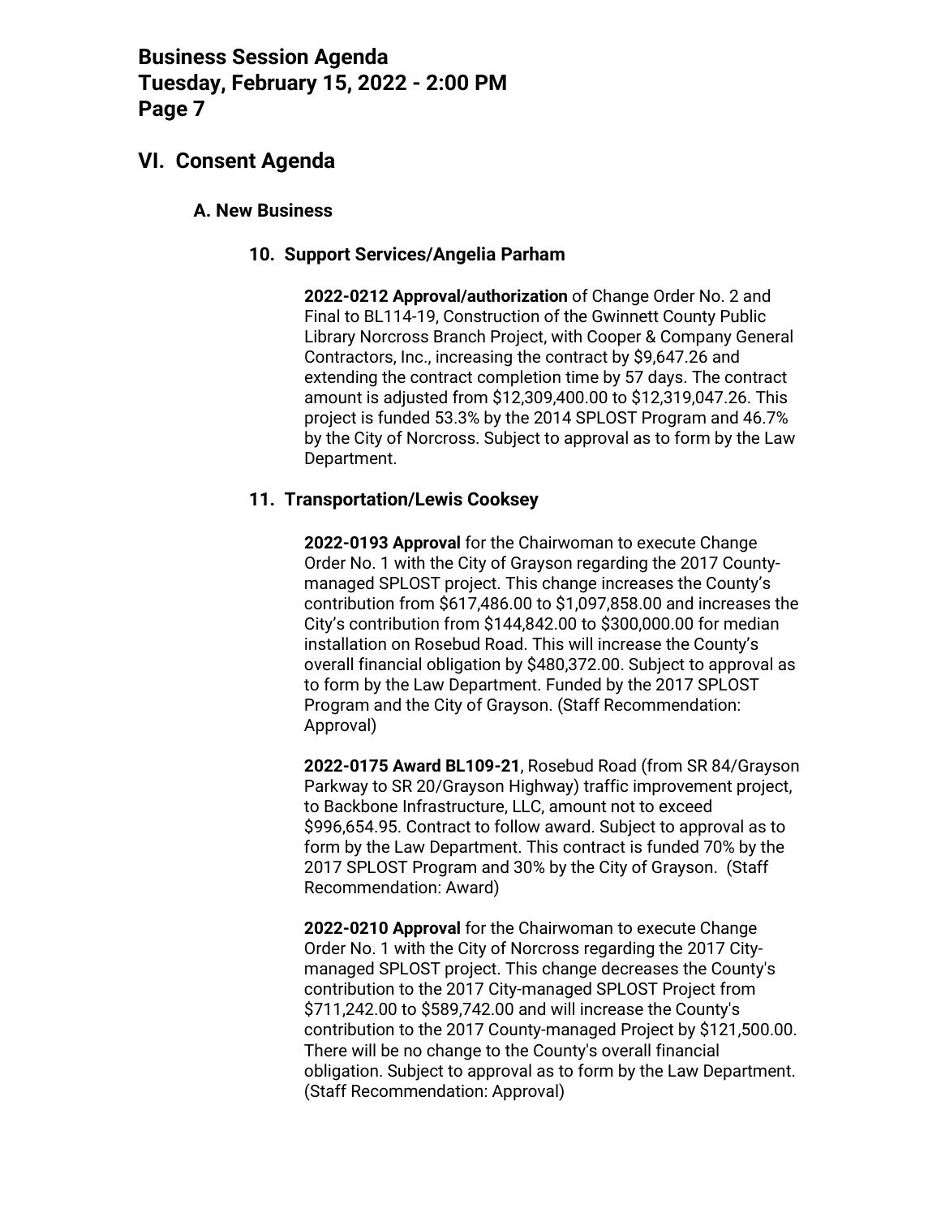## VI. Consent Agenda

### A. New Business

#### 10. Support Services/Angelia Parham

**2022-0212 Approval/authorization** of Change Order No. 2 and Final to BL114-19, Construction of the Gwinnett County Public Library Norcross Branch Project, with Cooper & Company General Contractors, Inc., increasing the contract by $9,647.26 and extending the contract completion time by 57 days. The contract amount is adjusted from $12,309,400.00 to $12,319,047.26. This project is funded 53.3% by the 2014 SPLOST Program and 46.7% by the City of Norcross. Subject to approval as to form by the Law Department.

#### 11. Transportation/Lewis Cooksey

**2022-0193 Approval** for the Chairwoman to execute Change Order No. 1 with the City of Grayson regarding the 2017 County-managed SPLOST project. This change increases the County's contribution from $617,486.00 to $1,097,858.00 and increases the City's contribution from $144,842.00 to $300,000.00 for median installation on Rosebud Road. This will increase the County's overall financial obligation by $480,372.00. Subject to approval as to form by the Law Department. Funded by the 2017 SPLOST Program and the City of Grayson. (Staff Recommendation: Approval)

**2022-0175 Award BL109-21**, Rosebud Road (from SR 84/Grayson Parkway to SR 20/Grayson Highway) traffic improvement project, to Backbone Infrastructure, LLC, amount not to exceed $996,654.95. Contract to follow award. Subject to approval as to form by the Law Department. This contract is funded 70% by the 2017 SPLOST Program and 30% by the City of Grayson. (Staff Recommendation: Award)

**2022-0210 Approval** for the Chairwoman to execute Change Order No. 1 with the City of Norcross regarding the 2017 City-managed SPLOST project. This change decreases the County's contribution to the 2017 City-managed SPLOST Project from $711,242.00 to $589,742.00 and will increase the County's contribution to the 2017 County-managed Project by $121,500.00. There will be no change to the County's overall financial obligation. Subject to approval as to form by the Law Department. (Staff Recommendation: Approval)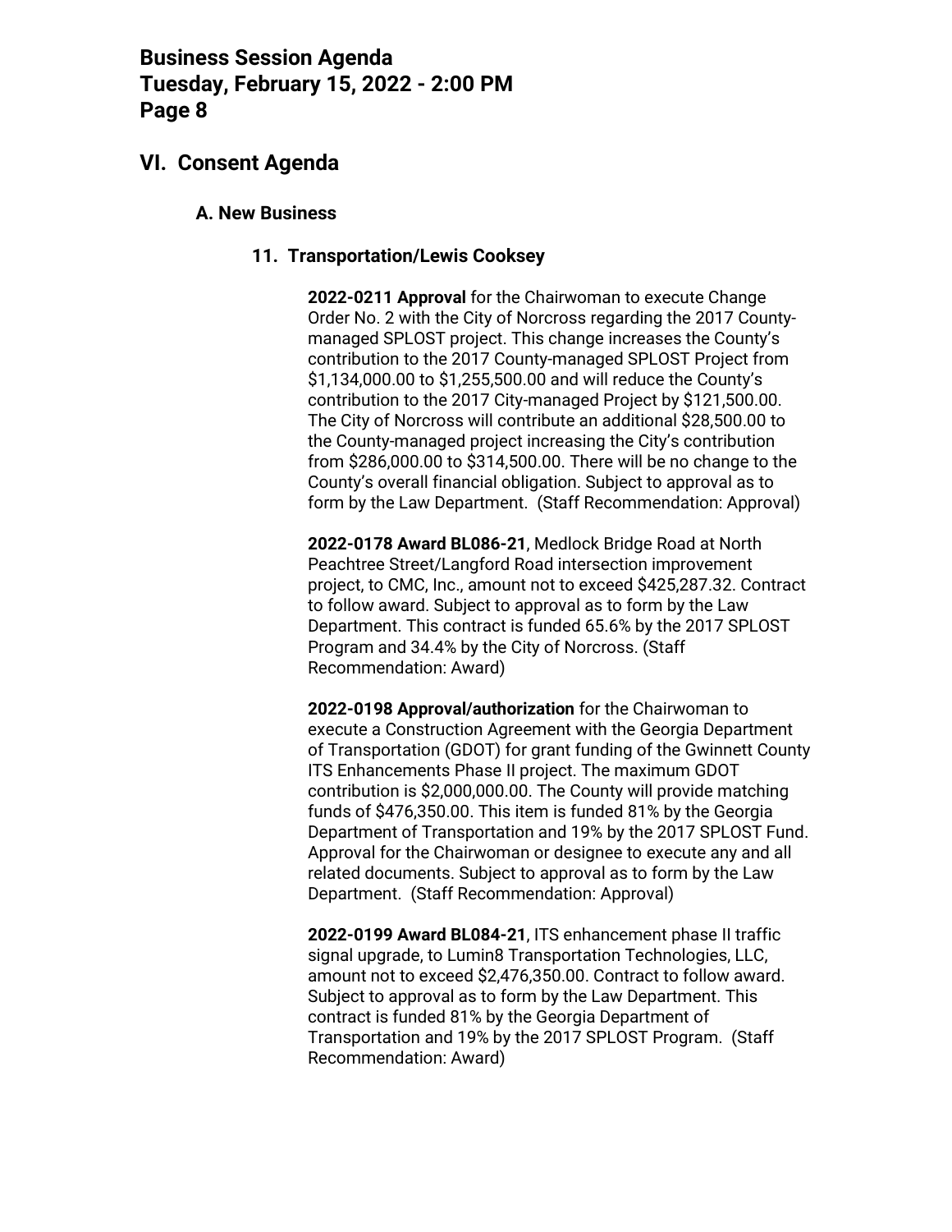## VI. Consent Agenda

### A. New Business

#### 11. Transportation/Lewis Cooksey

**2022-0211 Approval** for the Chairwoman to execute Change Order No. 2 with the City of Norcross regarding the 2017 County-managed SPLOST project. This change increases the County's contribution to the 2017 County-managed SPLOST Project from $1,134,000.00 to $1,255,500.00 and will reduce the County's contribution to the 2017 City-managed Project by $121,500.00. The City of Norcross will contribute an additional $28,500.00 to the County-managed project increasing the City's contribution from $286,000.00 to $314,500.00. There will be no change to the County's overall financial obligation. Subject to approval as to form by the Law Department. (Staff Recommendation: Approval)

**2022-0178 Award BL086-21**, Medlock Bridge Road at North Peachtree Street/Langford Road intersection improvement project, to CMC, Inc., amount not to exceed $425,287.32. Contract to follow award. Subject to approval as to form by the Law Department. This contract is funded 65.6% by the 2017 SPLOST Program and 34.4% by the City of Norcross. (Staff Recommendation: Award)

**2022-0198 Approval/authorization** for the Chairwoman to execute a Construction Agreement with the Georgia Department of Transportation (GDOT) for grant funding of the Gwinnett County ITS Enhancements Phase II project. The maximum GDOT contribution is $2,000,000.00. The County will provide matching funds of $476,350.00. This item is funded 81% by the Georgia Department of Transportation and 19% by the 2017 SPLOST Fund. Approval for the Chairwoman or designee to execute any and all related documents. Subject to approval as to form by the Law Department. (Staff Recommendation: Approval)

**2022-0199 Award BL084-21**, ITS enhancement phase II traffic signal upgrade, to Lumin8 Transportation Technologies, LLC, amount not to exceed $2,476,350.00. Contract to follow award. Subject to approval as to form by the Law Department. This contract is funded 81% by the Georgia Department of Transportation and 19% by the 2017 SPLOST Program. (Staff Recommendation: Award)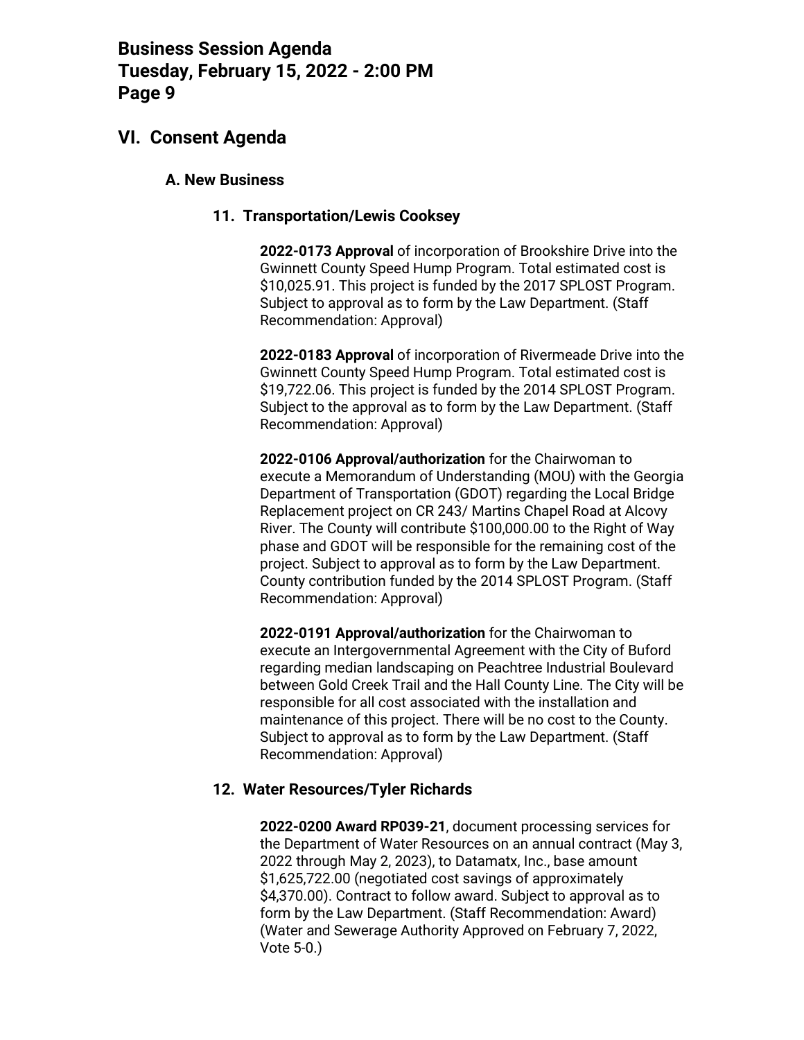## VI. Consent Agenda

### A. New Business

#### 11. Transportation/Lewis Cooksey

**2022-0173 Approval** of incorporation of Brookshire Drive into the Gwinnett County Speed Hump Program. Total estimated cost is $10,025.91. This project is funded by the 2017 SPLOST Program. Subject to approval as to form by the Law Department. (Staff Recommendation: Approval)

**2022-0183 Approval** of incorporation of Rivermeade Drive into the Gwinnett County Speed Hump Program. Total estimated cost is $19,722.06. This project is funded by the 2014 SPLOST Program. Subject to the approval as to form by the Law Department. (Staff Recommendation: Approval)

**2022-0106 Approval/authorization** for the Chairwoman to execute a Memorandum of Understanding (MOU) with the Georgia Department of Transportation (GDOT) regarding the Local Bridge Replacement project on CR 243/ Martins Chapel Road at Alcovy River. The County will contribute $100,000.00 to the Right of Way phase and GDOT will be responsible for the remaining cost of the project. Subject to approval as to form by the Law Department. County contribution funded by the 2014 SPLOST Program. (Staff Recommendation: Approval)

**2022-0191 Approval/authorization** for the Chairwoman to execute an Intergovernmental Agreement with the City of Buford regarding median landscaping on Peachtree Industrial Boulevard between Gold Creek Trail and the Hall County Line. The City will be responsible for all cost associated with the installation and maintenance of this project. There will be no cost to the County. Subject to approval as to form by the Law Department. (Staff Recommendation: Approval)

#### 12. Water Resources/Tyler Richards

**2022-0200 Award RP039-21**, document processing services for the Department of Water Resources on an annual contract (May 3, 2022 through May 2, 2023), to Datamatx, Inc., base amount $1,625,722.00 (negotiated cost savings of approximately $4,370.00). Contract to follow award. Subject to approval as to form by the Law Department. (Staff Recommendation: Award) (Water and Sewerage Authority Approved on February 7, 2022, Vote 5-0.)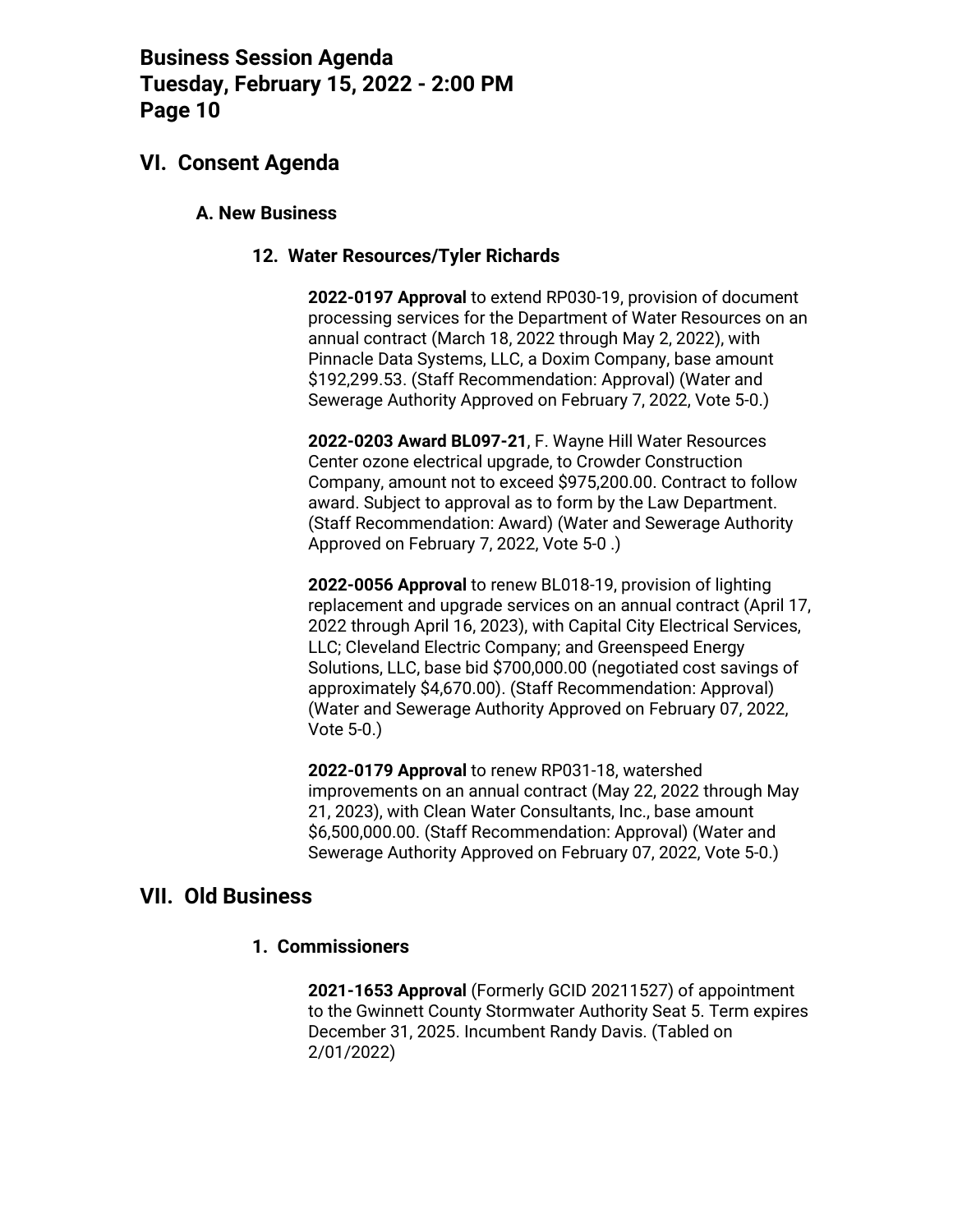## VI. Consent Agenda

### A. New Business

#### 12. Water Resources/Tyler Richards

**2022-0197 Approval** to extend RP030-19, provision of document processing services for the Department of Water Resources on an annual contract (March 18, 2022 through May 2, 2022), with Pinnacle Data Systems, LLC, a Doxim Company, base amount $192,299.53. (Staff Recommendation: Approval) (Water and Sewerage Authority Approved on February 7, 2022, Vote 5-0.)

**2022-0203 Award BL097-21**, F. Wayne Hill Water Resources Center ozone electrical upgrade, to Crowder Construction Company, amount not to exceed $975,200.00. Contract to follow award. Subject to approval as to form by the Law Department. (Staff Recommendation: Award) (Water and Sewerage Authority Approved on February 7, 2022, Vote 5-0 .)

**2022-0056 Approval** to renew BL018-19, provision of lighting replacement and upgrade services on an annual contract (April 17, 2022 through April 16, 2023), with Capital City Electrical Services, LLC; Cleveland Electric Company; and Greenspeed Energy Solutions, LLC, base bid $700,000.00 (negotiated cost savings of approximately $4,670.00). (Staff Recommendation: Approval) (Water and Sewerage Authority Approved on February 07, 2022, Vote 5-0.)

**2022-0179 Approval** to renew RP031-18, watershed improvements on an annual contract (May 22, 2022 through May 21, 2023), with Clean Water Consultants, Inc., base amount $6,500,000.00. (Staff Recommendation: Approval) (Water and Sewerage Authority Approved on February 07, 2022, Vote 5-0.)

## VII. Old Business

#### 1. Commissioners

**2021-1653 Approval** (Formerly GCID 20211527) of appointment to the Gwinnett County Stormwater Authority Seat 5. Term expires December 31, 2025. Incumbent Randy Davis. (Tabled on 2/01/2022)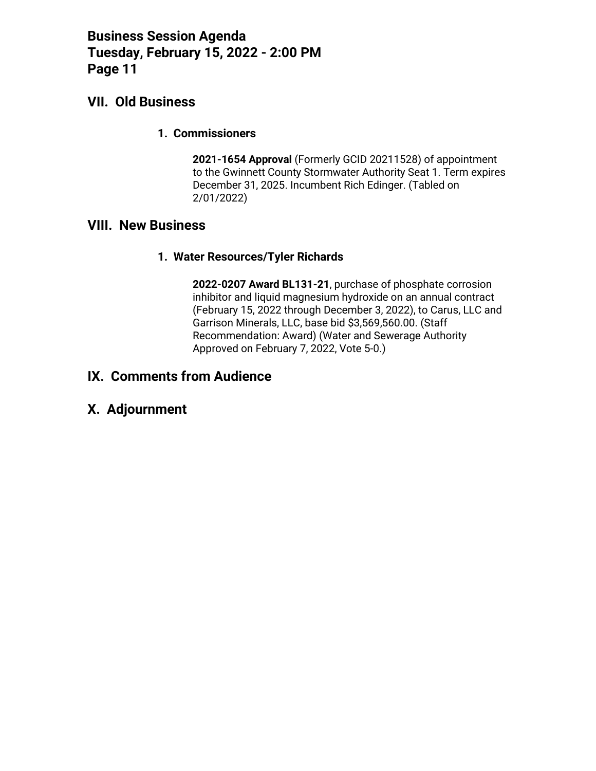## VII. Old Business

### 1. Commissioners

**2021-1654 Approval** (Formerly GCID 20211528) of appointment to the Gwinnett County Stormwater Authority Seat 1. Term expires December 31, 2025. Incumbent Rich Edinger. (Tabled on 2/01/2022)

## VIII. New Business

### 1. Water Resources/Tyler Richards

**2022-0207 Award BL131-21**, purchase of phosphate corrosion inhibitor and liquid magnesium hydroxide on an annual contract (February 15, 2022 through December 3, 2022), to Carus, LLC and Garrison Minerals, LLC, base bid $3,569,560.00. (Staff Recommendation: Award) (Water and Sewerage Authority Approved on February 7, 2022, Vote 5-0.)

## IX. Comments from Audience

## X. Adjournment